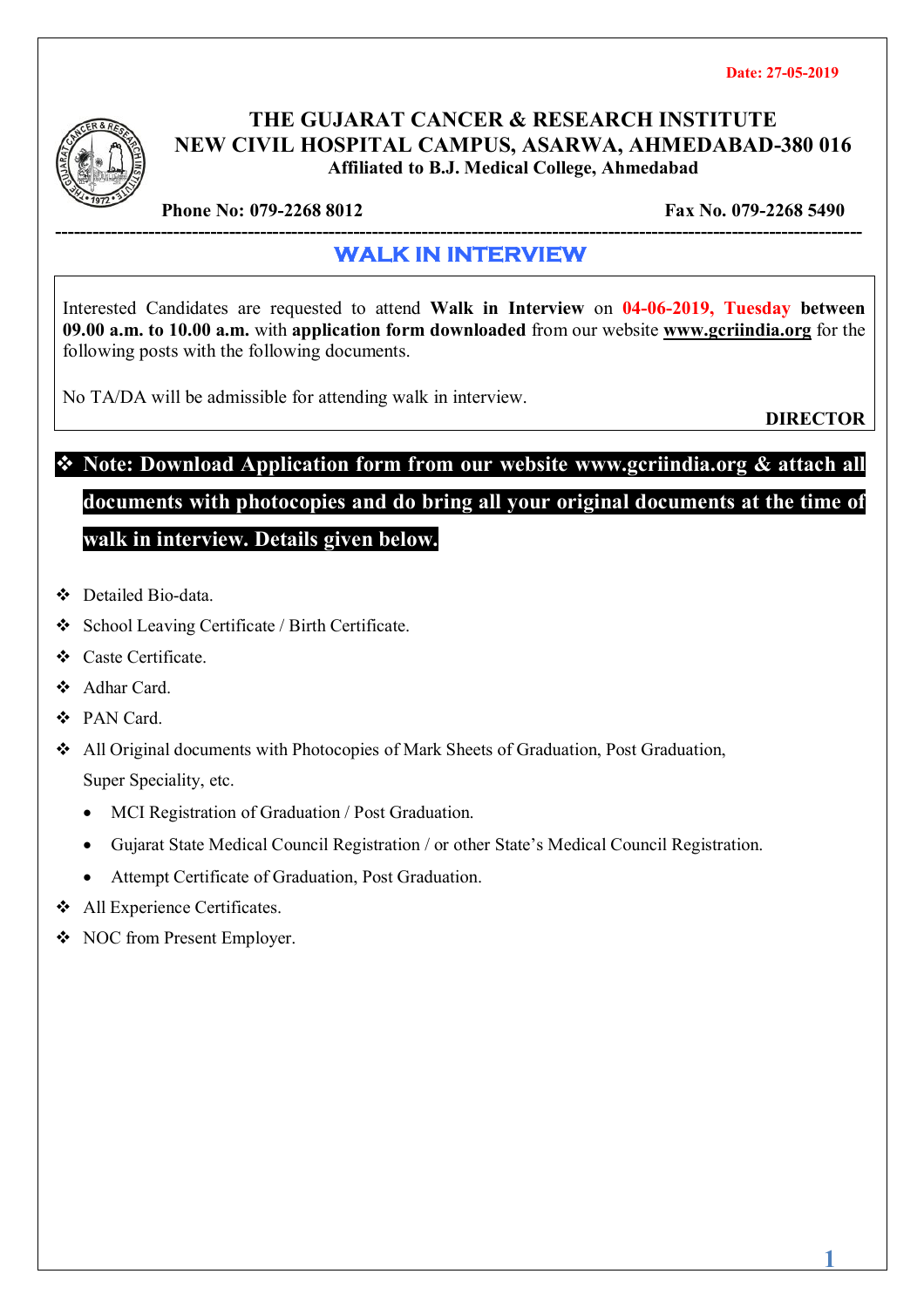**Date: 27-05-2019**

# THE GUJARAT CANCER & RESEARCH INSTITUTE
## NEW CIVIL HOSPITAL CAMPUS, ASARWA, AHMEDABAD-380 016
**Affiliated to B.J. Medical College, Ahmedabad**

**Phone No: 079-2268 8012** **Fax No. 079-2268 5490**

---

## WALK IN INTERVIEW

Interested Candidates are requested to attend **Walk in Interview** on **04-06-2019, Tuesday** **between 09.00 a.m. to 10.00 a.m.** with **application form downloaded** from our website **www.gcriindia.org** for the following posts with the following documents.

No TA/DA will be admissible for attending walk in interview.

**DIRECTOR**

❖ **Note: Download Application form from our website www.gcriindia.org & attach all documents with photocopies and do bring all your original documents at the time of walk in interview. Details given below.**

- Detailed Bio-data.
- School Leaving Certificate / Birth Certificate.
- Caste Certificate.
- Adhar Card.
- PAN Card.
- All Original documents with Photocopies of Mark Sheets of Graduation, Post Graduation, Super Speciality, etc.
  - MCI Registration of Graduation / Post Graduation.
  - Gujarat State Medical Council Registration / or other State's Medical Council Registration.
  - Attempt Certificate of Graduation, Post Graduation.
- All Experience Certificates.
- NOC from Present Employer.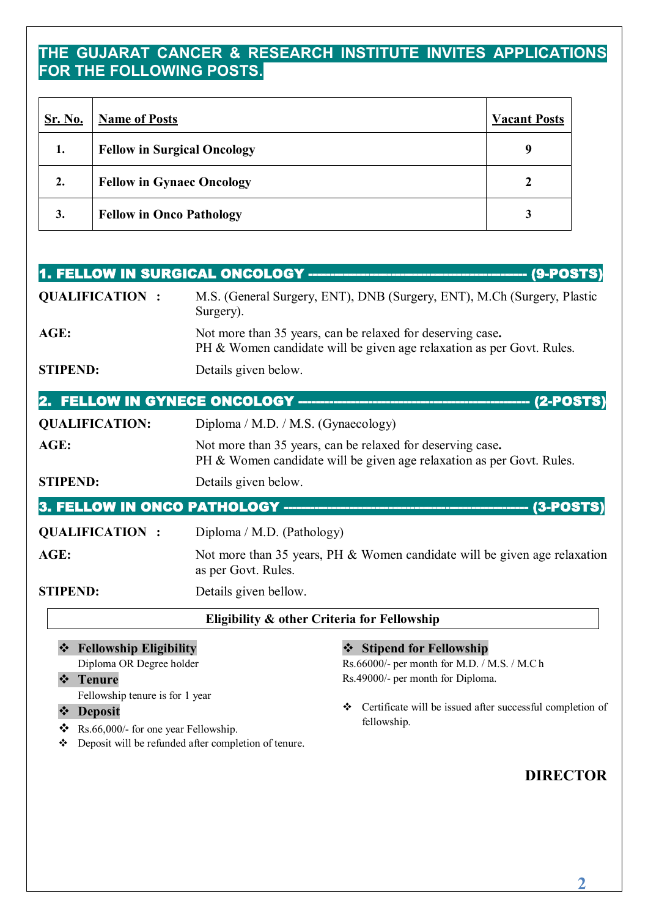## THE GUJARAT CANCER & RESEARCH INSTITUTE INVITES APPLICATIONS FOR THE FOLLOWING POSTS.

| Sr. No. | Name of Posts | Vacant Posts |
|---|---|---|
| 1. | **Fellow in Surgical Oncology** | **9** |
| 2. | **Fellow in Gynaec Oncology** | **2** |
| 3. | **Fellow in Onco Pathology** | **3** |

### 1. FELLOW IN SURGICAL ONCOLOGY ---------------------------------------- (9-POSTS)

**QUALIFICATION :** M.S. (General Surgery, ENT), DNB (Surgery, ENT), M.Ch (Surgery, Plastic Surgery).

**AGE:** Not more than 35 years, can be relaxed for deserving case**.**
PH & Women candidate will be given age relaxation as per Govt. Rules.

**STIPEND:** Details given below.

### 2. FELLOW IN GYNECE ONCOLOGY -------------------------------------------- (2-POSTS)

**QUALIFICATION:** Diploma / M.D. / M.S. (Gynaecology)

**AGE:** Not more than 35 years, can be relaxed for deserving case**.**
PH & Women candidate will be given age relaxation as per Govt. Rules.

**STIPEND:** Details given below.

### 3. FELLOW IN ONCO PATHOLOGY ------------------------------------------------ (3-POSTS)

**QUALIFICATION :** Diploma / M.D. (Pathology)

**AGE:** Not more than 35 years, PH & Women candidate will be given age relaxation as per Govt. Rules.

**STIPEND:** Details given bellow.

**Eligibility & other Criteria for Fellowship**

❖ **Fellowship Eligibility**
Diploma OR Degree holder

❖ **Tenure**
Fellowship tenure is for 1 year

❖ **Deposit**

- Rs.66,000/- for one year Fellowship.
- Deposit will be refunded after completion of tenure.

❖ **Stipend for Fellowship**
Rs.66000/- per month for M.D. / M.S. / M.Ch
Rs.49000/- per month for Diploma.

❖ Certificate will be issued after successful completion of fellowship.

**DIRECTOR**